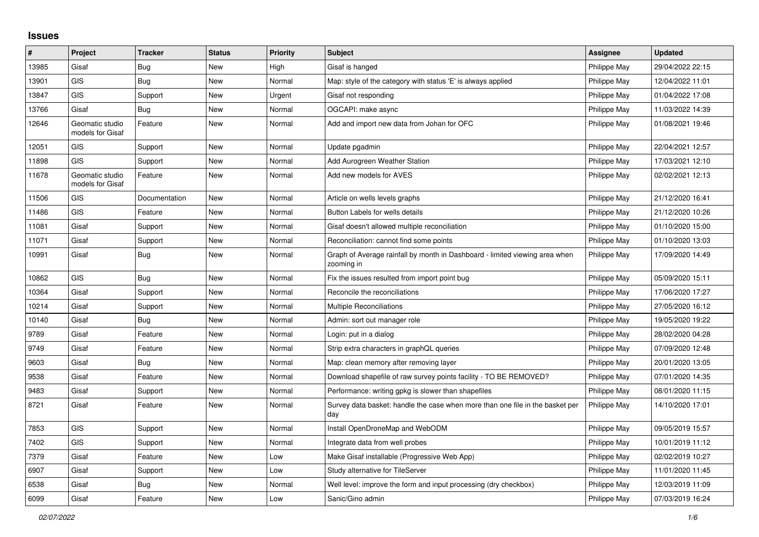# Issues

| # | Project | Tracker | Status | Priority | Subject | Assignee | Updated |
|---|---|---|---|---|---|---|---|
| 13985 | Gisaf | Bug | New | High | Gisaf is hanged | Philippe May | 29/04/2022 22:15 |
| 13901 | GIS | Bug | New | Normal | Map: style of the category with status 'E' is always applied | Philippe May | 12/04/2022 11:01 |
| 13847 | GIS | Support | New | Urgent | Gisaf not responding | Philippe May | 01/04/2022 17:08 |
| 13766 | Gisaf | Bug | New | Normal | OGCAPI: make async | Philippe May | 11/03/2022 14:39 |
| 12646 | Geomatic studio models for Gisaf | Feature | New | Normal | Add and import new data from Johan for OFC | Philippe May | 01/08/2021 19:46 |
| 12051 | GIS | Support | New | Normal | Update pgadmin | Philippe May | 22/04/2021 12:57 |
| 11898 | GIS | Support | New | Normal | Add Aurogreen Weather Station | Philippe May | 17/03/2021 12:10 |
| 11678 | Geomatic studio models for Gisaf | Feature | New | Normal | Add new models for AVES | Philippe May | 02/02/2021 12:13 |
| 11506 | GIS | Documentation | New | Normal | Article on wells levels graphs | Philippe May | 21/12/2020 16:41 |
| 11486 | GIS | Feature | New | Normal | Button Labels for wells details | Philippe May | 21/12/2020 10:26 |
| 11081 | Gisaf | Support | New | Normal | Gisaf doesn't allowed multiple reconciliation | Philippe May | 01/10/2020 15:00 |
| 11071 | Gisaf | Support | New | Normal | Reconciliation: cannot find some points | Philippe May | 01/10/2020 13:03 |
| 10991 | Gisaf | Bug | New | Normal | Graph of Average rainfall by month in Dashboard - limited viewing area when zooming in | Philippe May | 17/09/2020 14:49 |
| 10862 | GIS | Bug | New | Normal | Fix the issues resulted from import point bug | Philippe May | 05/09/2020 15:11 |
| 10364 | Gisaf | Support | New | Normal | Reconcile the reconciliations | Philippe May | 17/06/2020 17:27 |
| 10214 | Gisaf | Support | New | Normal | Multiple Reconciliations | Philippe May | 27/05/2020 16:12 |
| 10140 | Gisaf | Bug | New | Normal | Admin: sort out manager role | Philippe May | 19/05/2020 19:22 |
| 9789 | Gisaf | Feature | New | Normal | Login: put in a dialog | Philippe May | 28/02/2020 04:28 |
| 9749 | Gisaf | Feature | New | Normal | Strip extra characters in graphQL queries | Philippe May | 07/09/2020 12:48 |
| 9603 | Gisaf | Bug | New | Normal | Map: clean memory after removing layer | Philippe May | 20/01/2020 13:05 |
| 9538 | Gisaf | Feature | New | Normal | Download shapefile of raw survey points facility - TO BE REMOVED? | Philippe May | 07/01/2020 14:35 |
| 9483 | Gisaf | Support | New | Normal | Performance: writing gpkg is slower than shapefiles | Philippe May | 08/01/2020 11:15 |
| 8721 | Gisaf | Feature | New | Normal | Survey data basket: handle the case when more than one file in the basket per day | Philippe May | 14/10/2020 17:01 |
| 7853 | GIS | Support | New | Normal | Install OpenDroneMap and WebODM | Philippe May | 09/05/2019 15:57 |
| 7402 | GIS | Support | New | Normal | Integrate data from well probes | Philippe May | 10/01/2019 11:12 |
| 7379 | Gisaf | Feature | New | Low | Make Gisaf installable (Progressive Web App) | Philippe May | 02/02/2019 10:27 |
| 6907 | Gisaf | Support | New | Low | Study alternative for TileServer | Philippe May | 11/01/2020 11:45 |
| 6538 | Gisaf | Bug | New | Normal | Well level: improve the form and input processing (dry checkbox) | Philippe May | 12/03/2019 11:09 |
| 6099 | Gisaf | Feature | New | Low | Sanic/Gino admin | Philippe May | 07/03/2019 16:24 |

*02/07/2022*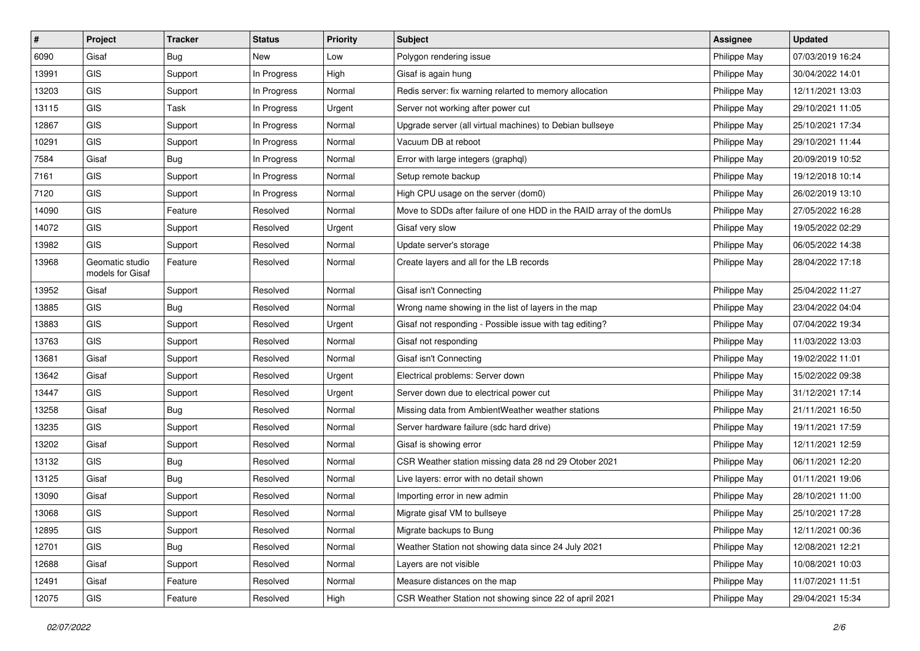| # | Project | Tracker | Status | Priority | Subject | Assignee | Updated |
|---|---|---|---|---|---|---|---|
| 6090 | Gisaf | Bug | New | Low | Polygon rendering issue | Philippe May | 07/03/2019 16:24 |
| 13991 | GIS | Support | In Progress | High | Gisaf is again hung | Philippe May | 30/04/2022 14:01 |
| 13203 | GIS | Support | In Progress | Normal | Redis server: fix warning relarted to memory allocation | Philippe May | 12/11/2021 13:03 |
| 13115 | GIS | Task | In Progress | Urgent | Server not working after power cut | Philippe May | 29/10/2021 11:05 |
| 12867 | GIS | Support | In Progress | Normal | Upgrade server (all virtual machines) to Debian bullseye | Philippe May | 25/10/2021 17:34 |
| 10291 | GIS | Support | In Progress | Normal | Vacuum DB at reboot | Philippe May | 29/10/2021 11:44 |
| 7584 | Gisaf | Bug | In Progress | Normal | Error with large integers (graphql) | Philippe May | 20/09/2019 10:52 |
| 7161 | GIS | Support | In Progress | Normal | Setup remote backup | Philippe May | 19/12/2018 10:14 |
| 7120 | GIS | Support | In Progress | Normal | High CPU usage on the server (dom0) | Philippe May | 26/02/2019 13:10 |
| 14090 | GIS | Feature | Resolved | Normal | Move to SDDs after failure of one HDD in the RAID array of the domUs | Philippe May | 27/05/2022 16:28 |
| 14072 | GIS | Support | Resolved | Urgent | Gisaf very slow | Philippe May | 19/05/2022 02:29 |
| 13982 | GIS | Support | Resolved | Normal | Update server's storage | Philippe May | 06/05/2022 14:38 |
| 13968 | Geomatic studio models for Gisaf | Feature | Resolved | Normal | Create layers and all for the LB records | Philippe May | 28/04/2022 17:18 |
| 13952 | Gisaf | Support | Resolved | Normal | Gisaf isn't Connecting | Philippe May | 25/04/2022 11:27 |
| 13885 | GIS | Bug | Resolved | Normal | Wrong name showing in the list of layers in the map | Philippe May | 23/04/2022 04:04 |
| 13883 | GIS | Support | Resolved | Urgent | Gisaf not responding - Possible issue with tag editing? | Philippe May | 07/04/2022 19:34 |
| 13763 | GIS | Support | Resolved | Normal | Gisaf not responding | Philippe May | 11/03/2022 13:03 |
| 13681 | Gisaf | Support | Resolved | Normal | Gisaf isn't Connecting | Philippe May | 19/02/2022 11:01 |
| 13642 | Gisaf | Support | Resolved | Urgent | Electrical problems: Server down | Philippe May | 15/02/2022 09:38 |
| 13447 | GIS | Support | Resolved | Urgent | Server down due to electrical power cut | Philippe May | 31/12/2021 17:14 |
| 13258 | Gisaf | Bug | Resolved | Normal | Missing data from AmbientWeather weather stations | Philippe May | 21/11/2021 16:50 |
| 13235 | GIS | Support | Resolved | Normal | Server hardware failure (sdc hard drive) | Philippe May | 19/11/2021 17:59 |
| 13202 | Gisaf | Support | Resolved | Normal | Gisaf is showing error | Philippe May | 12/11/2021 12:59 |
| 13132 | GIS | Bug | Resolved | Normal | CSR Weather station missing data 28 nd 29 Otober 2021 | Philippe May | 06/11/2021 12:20 |
| 13125 | Gisaf | Bug | Resolved | Normal | Live layers: error with no detail shown | Philippe May | 01/11/2021 19:06 |
| 13090 | Gisaf | Support | Resolved | Normal | Importing error in new admin | Philippe May | 28/10/2021 11:00 |
| 13068 | GIS | Support | Resolved | Normal | Migrate gisaf VM to bullseye | Philippe May | 25/10/2021 17:28 |
| 12895 | GIS | Support | Resolved | Normal | Migrate backups to Bung | Philippe May | 12/11/2021 00:36 |
| 12701 | GIS | Bug | Resolved | Normal | Weather Station not showing data since 24 July 2021 | Philippe May | 12/08/2021 12:21 |
| 12688 | Gisaf | Support | Resolved | Normal | Layers are not visible | Philippe May | 10/08/2021 10:03 |
| 12491 | Gisaf | Feature | Resolved | Normal | Measure distances on the map | Philippe May | 11/07/2021 11:51 |
| 12075 | GIS | Feature | Resolved | High | CSR Weather Station not showing since 22 of april 2021 | Philippe May | 29/04/2021 15:34 |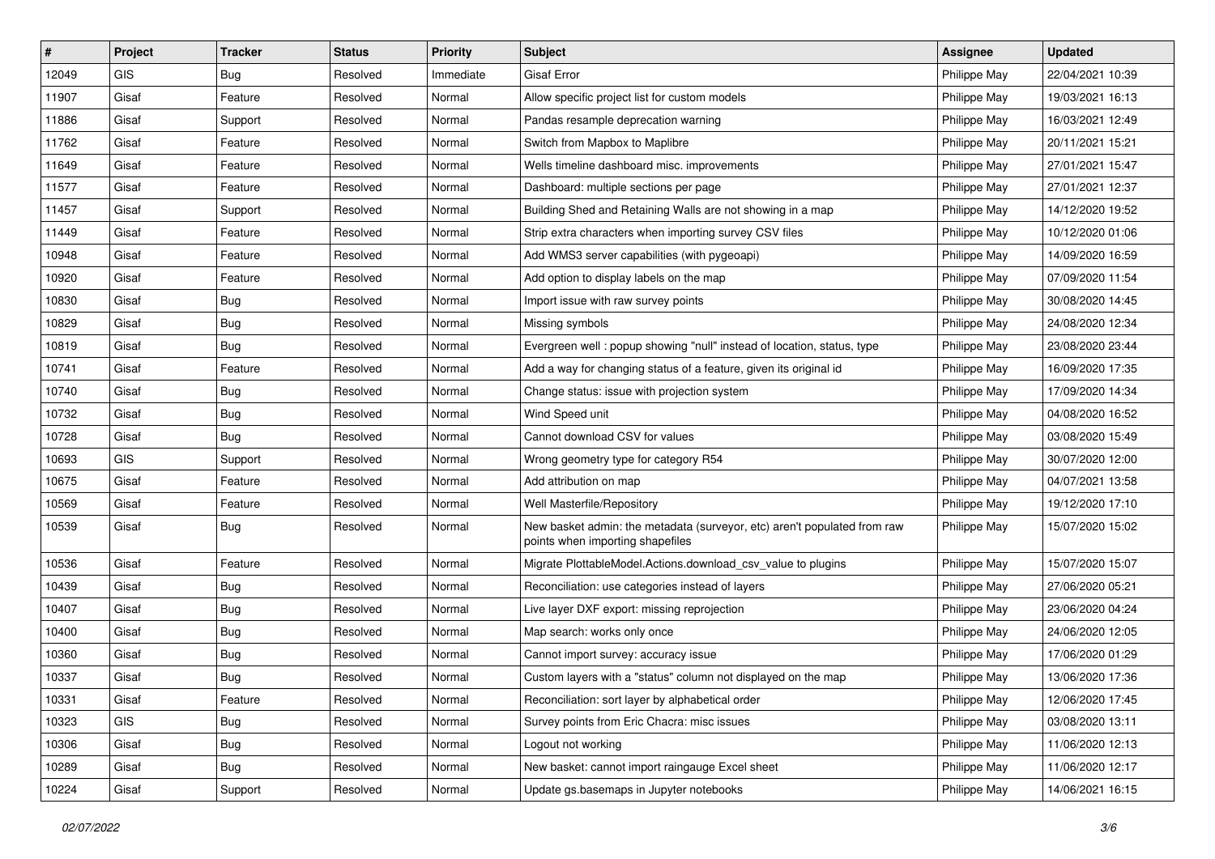| # | Project | Tracker | Status | Priority | Subject | Assignee | Updated |
|---|---|---|---|---|---|---|---|
| 12049 | GIS | Bug | Resolved | Immediate | Gisaf Error | Philippe May | 22/04/2021 10:39 |
| 11907 | Gisaf | Feature | Resolved | Normal | Allow specific project list for custom models | Philippe May | 19/03/2021 16:13 |
| 11886 | Gisaf | Support | Resolved | Normal | Pandas resample deprecation warning | Philippe May | 16/03/2021 12:49 |
| 11762 | Gisaf | Feature | Resolved | Normal | Switch from Mapbox to Maplibre | Philippe May | 20/11/2021 15:21 |
| 11649 | Gisaf | Feature | Resolved | Normal | Wells timeline dashboard misc. improvements | Philippe May | 27/01/2021 15:47 |
| 11577 | Gisaf | Feature | Resolved | Normal | Dashboard: multiple sections per page | Philippe May | 27/01/2021 12:37 |
| 11457 | Gisaf | Support | Resolved | Normal | Building Shed and Retaining Walls are not showing in a map | Philippe May | 14/12/2020 19:52 |
| 11449 | Gisaf | Feature | Resolved | Normal | Strip extra characters when importing survey CSV files | Philippe May | 10/12/2020 01:06 |
| 10948 | Gisaf | Feature | Resolved | Normal | Add WMS3 server capabilities (with pygeoapi) | Philippe May | 14/09/2020 16:59 |
| 10920 | Gisaf | Feature | Resolved | Normal | Add option to display labels on the map | Philippe May | 07/09/2020 11:54 |
| 10830 | Gisaf | Bug | Resolved | Normal | Import issue with raw survey points | Philippe May | 30/08/2020 14:45 |
| 10829 | Gisaf | Bug | Resolved | Normal | Missing symbols | Philippe May | 24/08/2020 12:34 |
| 10819 | Gisaf | Bug | Resolved | Normal | Evergreen well : popup showing "null" instead of location, status, type | Philippe May | 23/08/2020 23:44 |
| 10741 | Gisaf | Feature | Resolved | Normal | Add a way for changing status of a feature, given its original id | Philippe May | 16/09/2020 17:35 |
| 10740 | Gisaf | Bug | Resolved | Normal | Change status: issue with projection system | Philippe May | 17/09/2020 14:34 |
| 10732 | Gisaf | Bug | Resolved | Normal | Wind Speed unit | Philippe May | 04/08/2020 16:52 |
| 10728 | Gisaf | Bug | Resolved | Normal | Cannot download CSV for values | Philippe May | 03/08/2020 15:49 |
| 10693 | GIS | Support | Resolved | Normal | Wrong geometry type for category R54 | Philippe May | 30/07/2020 12:00 |
| 10675 | Gisaf | Feature | Resolved | Normal | Add attribution on map | Philippe May | 04/07/2021 13:58 |
| 10569 | Gisaf | Feature | Resolved | Normal | Well Masterfile/Repository | Philippe May | 19/12/2020 17:10 |
| 10539 | Gisaf | Bug | Resolved | Normal | New basket admin: the metadata (surveyor, etc) aren't populated from raw points when importing shapefiles | Philippe May | 15/07/2020 15:02 |
| 10536 | Gisaf | Feature | Resolved | Normal | Migrate PlottableModel.Actions.download_csv_value to plugins | Philippe May | 15/07/2020 15:07 |
| 10439 | Gisaf | Bug | Resolved | Normal | Reconciliation: use categories instead of layers | Philippe May | 27/06/2020 05:21 |
| 10407 | Gisaf | Bug | Resolved | Normal | Live layer DXF export: missing reprojection | Philippe May | 23/06/2020 04:24 |
| 10400 | Gisaf | Bug | Resolved | Normal | Map search: works only once | Philippe May | 24/06/2020 12:05 |
| 10360 | Gisaf | Bug | Resolved | Normal | Cannot import survey: accuracy issue | Philippe May | 17/06/2020 01:29 |
| 10337 | Gisaf | Bug | Resolved | Normal | Custom layers with a "status" column not displayed on the map | Philippe May | 13/06/2020 17:36 |
| 10331 | Gisaf | Feature | Resolved | Normal | Reconciliation: sort layer by alphabetical order | Philippe May | 12/06/2020 17:45 |
| 10323 | GIS | Bug | Resolved | Normal | Survey points from Eric Chacra: misc issues | Philippe May | 03/08/2020 13:11 |
| 10306 | Gisaf | Bug | Resolved | Normal | Logout not working | Philippe May | 11/06/2020 12:13 |
| 10289 | Gisaf | Bug | Resolved | Normal | New basket: cannot import raingauge Excel sheet | Philippe May | 11/06/2020 12:17 |
| 10224 | Gisaf | Support | Resolved | Normal | Update gs.basemaps in Jupyter notebooks | Philippe May | 14/06/2021 16:15 |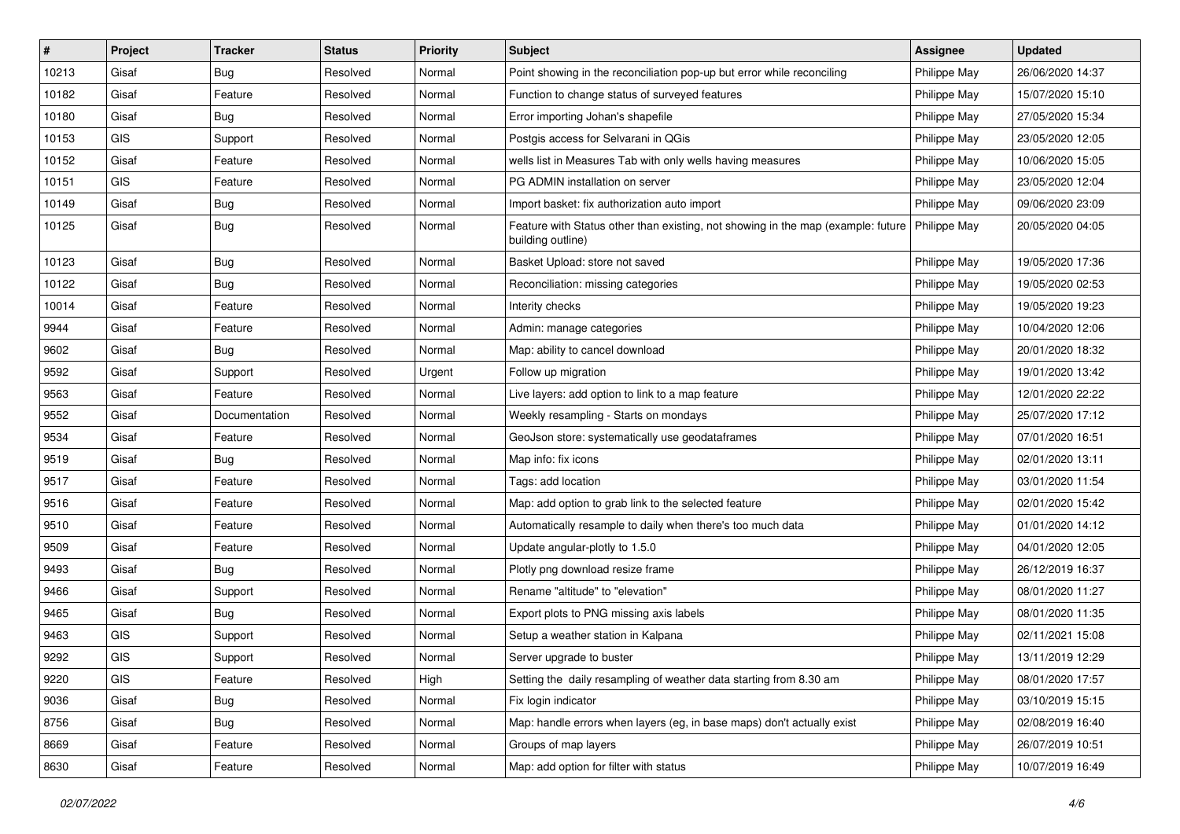| # | Project | Tracker | Status | Priority | Subject | Assignee | Updated |
|---|---|---|---|---|---|---|---|
| 10213 | Gisaf | Bug | Resolved | Normal | Point showing in the reconciliation pop-up but error while reconciling | Philippe May | 26/06/2020 14:37 |
| 10182 | Gisaf | Feature | Resolved | Normal | Function to change status of surveyed features | Philippe May | 15/07/2020 15:10 |
| 10180 | Gisaf | Bug | Resolved | Normal | Error importing Johan's shapefile | Philippe May | 27/05/2020 15:34 |
| 10153 | GIS | Support | Resolved | Normal | Postgis access for Selvarani in QGis | Philippe May | 23/05/2020 12:05 |
| 10152 | Gisaf | Feature | Resolved | Normal | wells list in Measures Tab with only wells having measures | Philippe May | 10/06/2020 15:05 |
| 10151 | GIS | Feature | Resolved | Normal | PG ADMIN installation on server | Philippe May | 23/05/2020 12:04 |
| 10149 | Gisaf | Bug | Resolved | Normal | Import basket: fix authorization auto import | Philippe May | 09/06/2020 23:09 |
| 10125 | Gisaf | Bug | Resolved | Normal | Feature with Status other than existing, not showing in the map (example: future building outline) | Philippe May | 20/05/2020 04:05 |
| 10123 | Gisaf | Bug | Resolved | Normal | Basket Upload: store not saved | Philippe May | 19/05/2020 17:36 |
| 10122 | Gisaf | Bug | Resolved | Normal | Reconciliation: missing categories | Philippe May | 19/05/2020 02:53 |
| 10014 | Gisaf | Feature | Resolved | Normal | Interity checks | Philippe May | 19/05/2020 19:23 |
| 9944 | Gisaf | Feature | Resolved | Normal | Admin: manage categories | Philippe May | 10/04/2020 12:06 |
| 9602 | Gisaf | Bug | Resolved | Normal | Map: ability to cancel download | Philippe May | 20/01/2020 18:32 |
| 9592 | Gisaf | Support | Resolved | Urgent | Follow up migration | Philippe May | 19/01/2020 13:42 |
| 9563 | Gisaf | Feature | Resolved | Normal | Live layers: add option to link to a map feature | Philippe May | 12/01/2020 22:22 |
| 9552 | Gisaf | Documentation | Resolved | Normal | Weekly resampling - Starts on mondays | Philippe May | 25/07/2020 17:12 |
| 9534 | Gisaf | Feature | Resolved | Normal | GeoJson store: systematically use geodataframes | Philippe May | 07/01/2020 16:51 |
| 9519 | Gisaf | Bug | Resolved | Normal | Map info: fix icons | Philippe May | 02/01/2020 13:11 |
| 9517 | Gisaf | Feature | Resolved | Normal | Tags: add location | Philippe May | 03/01/2020 11:54 |
| 9516 | Gisaf | Feature | Resolved | Normal | Map: add option to grab link to the selected feature | Philippe May | 02/01/2020 15:42 |
| 9510 | Gisaf | Feature | Resolved | Normal | Automatically resample to daily when there's too much data | Philippe May | 01/01/2020 14:12 |
| 9509 | Gisaf | Feature | Resolved | Normal | Update angular-plotly to 1.5.0 | Philippe May | 04/01/2020 12:05 |
| 9493 | Gisaf | Bug | Resolved | Normal | Plotly png download resize frame | Philippe May | 26/12/2019 16:37 |
| 9466 | Gisaf | Support | Resolved | Normal | Rename "altitude" to "elevation" | Philippe May | 08/01/2020 11:27 |
| 9465 | Gisaf | Bug | Resolved | Normal | Export plots to PNG missing axis labels | Philippe May | 08/01/2020 11:35 |
| 9463 | GIS | Support | Resolved | Normal | Setup a weather station in Kalpana | Philippe May | 02/11/2021 15:08 |
| 9292 | GIS | Support | Resolved | Normal | Server upgrade to buster | Philippe May | 13/11/2019 12:29 |
| 9220 | GIS | Feature | Resolved | High | Setting the daily resampling of weather data starting from 8.30 am | Philippe May | 08/01/2020 17:57 |
| 9036 | Gisaf | Bug | Resolved | Normal | Fix login indicator | Philippe May | 03/10/2019 15:15 |
| 8756 | Gisaf | Bug | Resolved | Normal | Map: handle errors when layers (eg, in base maps) don't actually exist | Philippe May | 02/08/2019 16:40 |
| 8669 | Gisaf | Feature | Resolved | Normal | Groups of map layers | Philippe May | 26/07/2019 10:51 |
| 8630 | Gisaf | Feature | Resolved | Normal | Map: add option for filter with status | Philippe May | 10/07/2019 16:49 |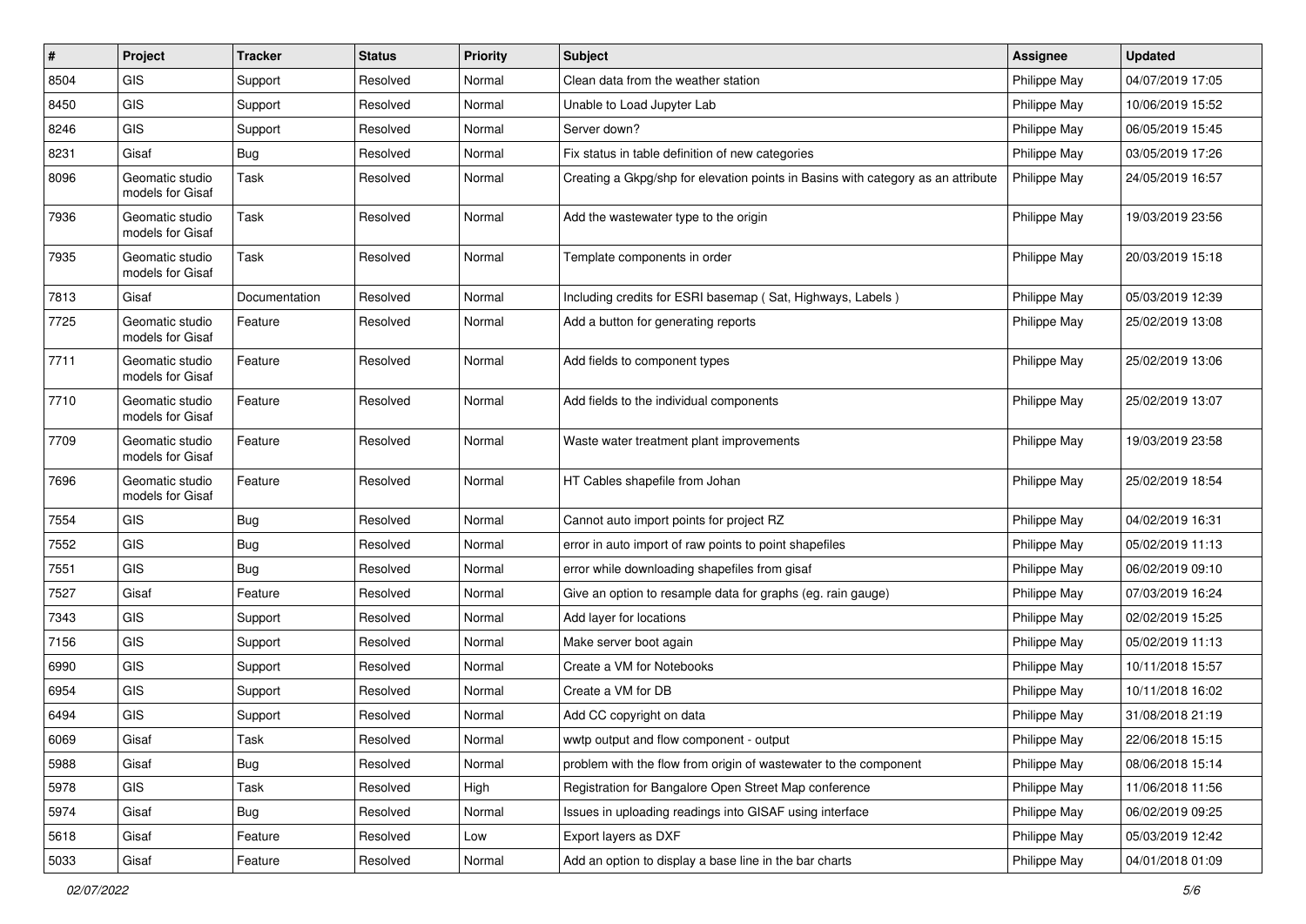| # | Project | Tracker | Status | Priority | Subject | Assignee | Updated |
|---|---|---|---|---|---|---|---|
| 8504 | GIS | Support | Resolved | Normal | Clean data from the weather station | Philippe May | 04/07/2019 17:05 |
| 8450 | GIS | Support | Resolved | Normal | Unable to Load Jupyter Lab | Philippe May | 10/06/2019 15:52 |
| 8246 | GIS | Support | Resolved | Normal | Server down? | Philippe May | 06/05/2019 15:45 |
| 8231 | Gisaf | Bug | Resolved | Normal | Fix status in table definition of new categories | Philippe May | 03/05/2019 17:26 |
| 8096 | Geomatic studio models for Gisaf | Task | Resolved | Normal | Creating a Gkpg/shp for elevation points in Basins with category as an attribute | Philippe May | 24/05/2019 16:57 |
| 7936 | Geomatic studio models for Gisaf | Task | Resolved | Normal | Add the wastewater type to the origin | Philippe May | 19/03/2019 23:56 |
| 7935 | Geomatic studio models for Gisaf | Task | Resolved | Normal | Template components in order | Philippe May | 20/03/2019 15:18 |
| 7813 | Gisaf | Documentation | Resolved | Normal | Including credits for ESRI basemap ( Sat, Highways, Labels ) | Philippe May | 05/03/2019 12:39 |
| 7725 | Geomatic studio models for Gisaf | Feature | Resolved | Normal | Add a button for generating reports | Philippe May | 25/02/2019 13:08 |
| 7711 | Geomatic studio models for Gisaf | Feature | Resolved | Normal | Add fields to component types | Philippe May | 25/02/2019 13:06 |
| 7710 | Geomatic studio models for Gisaf | Feature | Resolved | Normal | Add fields to the individual components | Philippe May | 25/02/2019 13:07 |
| 7709 | Geomatic studio models for Gisaf | Feature | Resolved | Normal | Waste water treatment plant improvements | Philippe May | 19/03/2019 23:58 |
| 7696 | Geomatic studio models for Gisaf | Feature | Resolved | Normal | HT Cables shapefile from Johan | Philippe May | 25/02/2019 18:54 |
| 7554 | GIS | Bug | Resolved | Normal | Cannot auto import points for project RZ | Philippe May | 04/02/2019 16:31 |
| 7552 | GIS | Bug | Resolved | Normal | error in auto import of raw points to point shapefiles | Philippe May | 05/02/2019 11:13 |
| 7551 | GIS | Bug | Resolved | Normal | error while downloading shapefiles from gisaf | Philippe May | 06/02/2019 09:10 |
| 7527 | Gisaf | Feature | Resolved | Normal | Give an option to resample data for graphs (eg. rain gauge) | Philippe May | 07/03/2019 16:24 |
| 7343 | GIS | Support | Resolved | Normal | Add layer for locations | Philippe May | 02/02/2019 15:25 |
| 7156 | GIS | Support | Resolved | Normal | Make server boot again | Philippe May | 05/02/2019 11:13 |
| 6990 | GIS | Support | Resolved | Normal | Create a VM for Notebooks | Philippe May | 10/11/2018 15:57 |
| 6954 | GIS | Support | Resolved | Normal | Create a VM for DB | Philippe May | 10/11/2018 16:02 |
| 6494 | GIS | Support | Resolved | Normal | Add CC copyright on data | Philippe May | 31/08/2018 21:19 |
| 6069 | Gisaf | Task | Resolved | Normal | wwtp output and flow component - output | Philippe May | 22/06/2018 15:15 |
| 5988 | Gisaf | Bug | Resolved | Normal | problem with the flow from origin of wastewater to the component | Philippe May | 08/06/2018 15:14 |
| 5978 | GIS | Task | Resolved | High | Registration for Bangalore Open Street Map conference | Philippe May | 11/06/2018 11:56 |
| 5974 | Gisaf | Bug | Resolved | Normal | Issues in uploading readings into GISAF using interface | Philippe May | 06/02/2019 09:25 |
| 5618 | Gisaf | Feature | Resolved | Low | Export layers as DXF | Philippe May | 05/03/2019 12:42 |
| 5033 | Gisaf | Feature | Resolved | Normal | Add an option to display a base line in the bar charts | Philippe May | 04/01/2018 01:09 |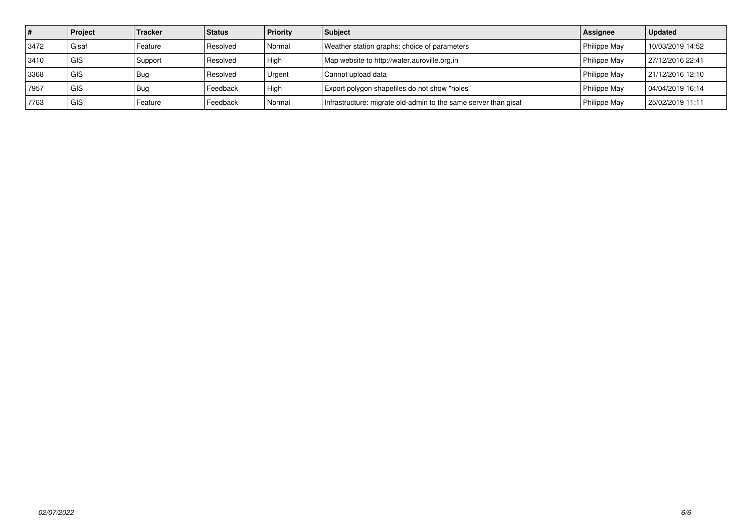| # | Project | Tracker | Status | Priority | Subject | Assignee | Updated |
|---|---|---|---|---|---|---|---|
| 3472 | Gisaf | Feature | Resolved | Normal | Weather station graphs: choice of parameters | Philippe May | 10/03/2019 14:52 |
| 3410 | GIS | Support | Resolved | High | Map website to http://water.auroville.org.in | Philippe May | 27/12/2016 22:41 |
| 3368 | GIS | Bug | Resolved | Urgent | Cannot upload data | Philippe May | 21/12/2016 12:10 |
| 7957 | GIS | Bug | Feedback | High | Export polygon shapefiles do not show "holes" | Philippe May | 04/04/2019 16:14 |
| 7763 | GIS | Feature | Feedback | Normal | Infrastructure: migrate old-admin to the same server than gisaf | Philippe May | 25/02/2019 11:11 |